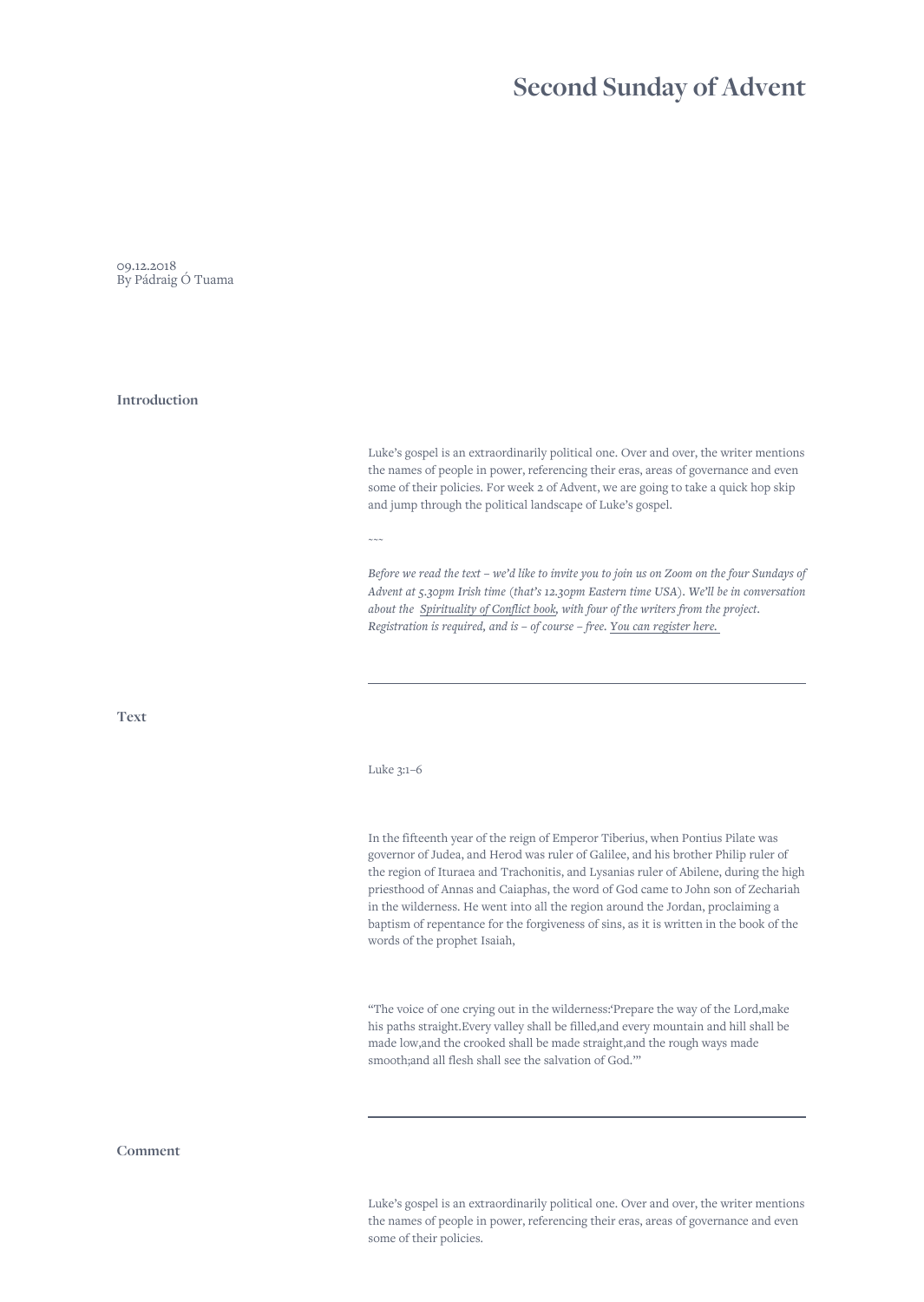# Second Sunday of Advent

09.12.2018
By Pádraig Ó Tuama

## Introduction

Luke's gospel is an extraordinarily political one. Over and over, the writer mentions the names of people in power, referencing their eras, areas of governance and even some of their policies. For week 2 of Advent, we are going to take a quick hop skip and jump through the political landscape of Luke's gospel.

~~~

*Before we read the text – we'd like to invite you to join us on Zoom on the four Sundays of Advent at 5.30pm Irish time (that's 12.30pm Eastern time USA). We'll be in conversation about the Spirituality of Conflict book, with four of the writers from the project. Registration is required, and is – of course – free. You can register here.*

---

## Text

Luke 3:1–6

In the fifteenth year of the reign of Emperor Tiberius, when Pontius Pilate was governor of Judea, and Herod was ruler of Galilee, and his brother Philip ruler of the region of Ituraea and Trachonitis, and Lysanias ruler of Abilene, during the high priesthood of Annas and Caiaphas, the word of God came to John son of Zechariah in the wilderness. He went into all the region around the Jordan, proclaiming a baptism of repentance for the forgiveness of sins, as it is written in the book of the words of the prophet Isaiah,

"The voice of one crying out in the wilderness:'Prepare the way of the Lord,make his paths straight.Every valley shall be filled,and every mountain and hill shall be made low,and the crooked shall be made straight,and the rough ways made smooth;and all flesh shall see the salvation of God.'"

---

## Comment

Luke's gospel is an extraordinarily political one. Over and over, the writer mentions the names of people in power, referencing their eras, areas of governance and even some of their policies.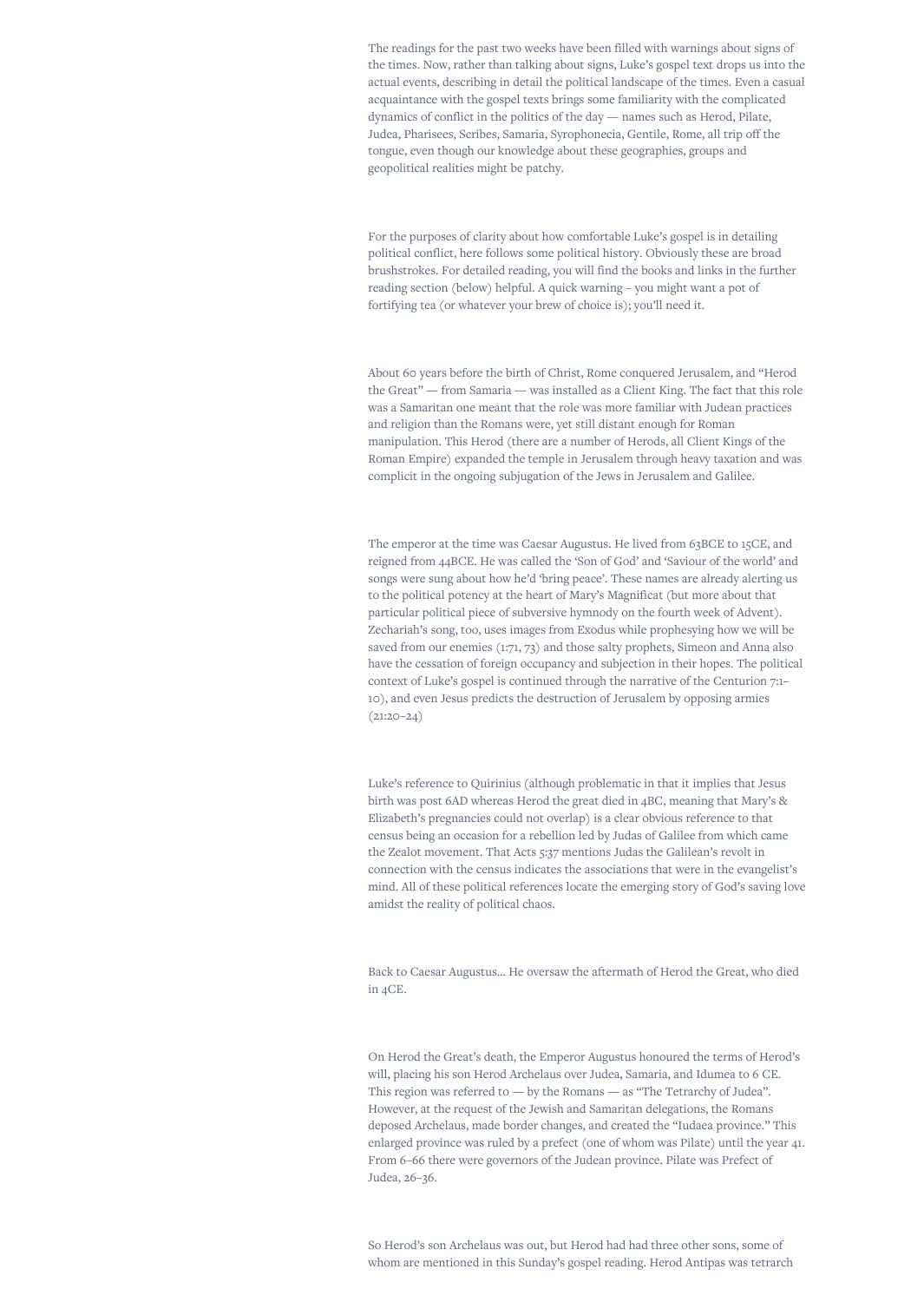The readings for the past two weeks have been filled with warnings about signs of the times. Now, rather than talking about signs, Luke's gospel text drops us into the actual events, describing in detail the political landscape of the times. Even a casual acquaintance with the gospel texts brings some familiarity with the complicated dynamics of conflict in the politics of the day — names such as Herod, Pilate, Judea, Pharisees, Scribes, Samaria, Syrophonecia, Gentile, Rome, all trip off the tongue, even though our knowledge about these geographies, groups and geopolitical realities might be patchy.

For the purposes of clarity about how comfortable Luke's gospel is in detailing political conflict, here follows some political history. Obviously these are broad brushstrokes. For detailed reading, you will find the books and links in the further reading section (below) helpful. A quick warning – you might want a pot of fortifying tea (or whatever your brew of choice is); you'll need it.

About 60 years before the birth of Christ, Rome conquered Jerusalem, and "Herod the Great" — from Samaria — was installed as a Client King. The fact that this role was a Samaritan one meant that the role was more familiar with Judean practices and religion than the Romans were, yet still distant enough for Roman manipulation. This Herod (there are a number of Herods, all Client Kings of the Roman Empire) expanded the temple in Jerusalem through heavy taxation and was complicit in the ongoing subjugation of the Jews in Jerusalem and Galilee.

The emperor at the time was Caesar Augustus. He lived from 63BCE to 15CE, and reigned from 44BCE. He was called the 'Son of God' and 'Saviour of the world' and songs were sung about how he'd 'bring peace'. These names are already alerting us to the political potency at the heart of Mary's Magnificat (but more about that particular political piece of subversive hymnody on the fourth week of Advent). Zechariah's song, too, uses images from Exodus while prophesying how we will be saved from our enemies (1:71, 73) and those salty prophets, Simeon and Anna also have the cessation of foreign occupancy and subjection in their hopes. The political context of Luke's gospel is continued through the narrative of the Centurion 7:1–10), and even Jesus predicts the destruction of Jerusalem by opposing armies (21:20–24)

Luke's reference to Quirinius (although problematic in that it implies that Jesus birth was post 6AD whereas Herod the great died in 4BC, meaning that Mary's & Elizabeth's pregnancies could not overlap) is a clear obvious reference to that census being an occasion for a rebellion led by Judas of Galilee from which came the Zealot movement. That Acts 5:37 mentions Judas the Galilean's revolt in connection with the census indicates the associations that were in the evangelist's mind. All of these political references locate the emerging story of God's saving love amidst the reality of political chaos.

Back to Caesar Augustus… He oversaw the aftermath of Herod the Great, who died in 4CE.

On Herod the Great's death, the Emperor Augustus honoured the terms of Herod's will, placing his son Herod Archelaus over Judea, Samaria, and Idumea to 6 CE. This region was referred to — by the Romans — as "The Tetrarchy of Judea". However, at the request of the Jewish and Samaritan delegations, the Romans deposed Archelaus, made border changes, and created the "Iudaea province." This enlarged province was ruled by a prefect (one of whom was Pilate) until the year 41. From 6–66 there were governors of the Judean province. Pilate was Prefect of Judea, 26–36.

So Herod's son Archelaus was out, but Herod had had three other sons, some of whom are mentioned in this Sunday's gospel reading. Herod Antipas was tetrarch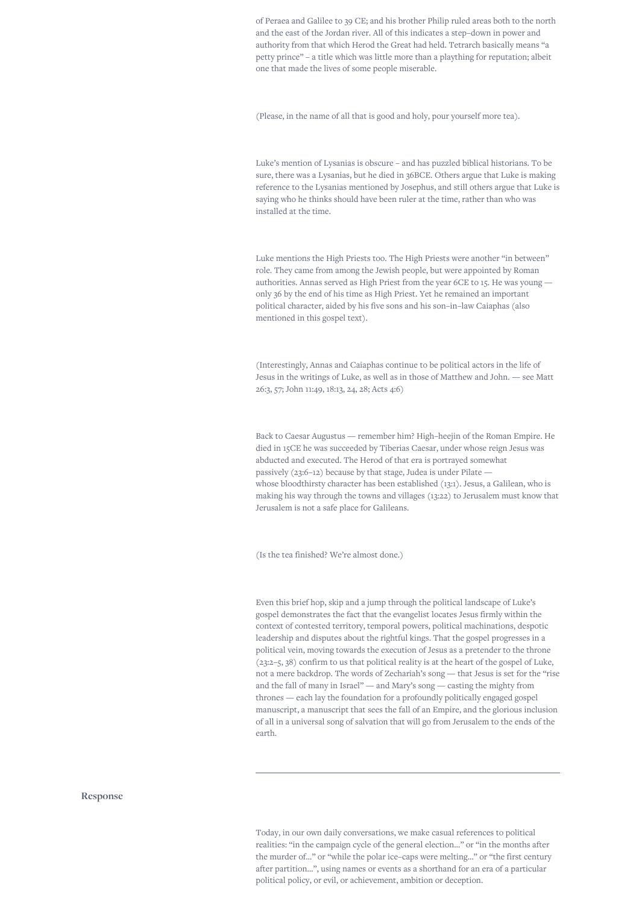of Peraea and Galilee to 39 CE; and his brother Philip ruled areas both to the north and the east of the Jordan river. All of this indicates a step–down in power and authority from that which Herod the Great had held. Tetrarch basically means "a petty prince" – a title which was little more than a plaything for reputation; albeit one that made the lives of some people miserable.

(Please, in the name of all that is good and holy, pour yourself more tea).

Luke's mention of Lysanias is obscure – and has puzzled biblical historians. To be sure, there was a Lysanias, but he died in 36BCE. Others argue that Luke is making reference to the Lysanias mentioned by Josephus, and still others argue that Luke is saying who he thinks should have been ruler at the time, rather than who was installed at the time.

Luke mentions the High Priests too. The High Priests were another "in between" role. They came from among the Jewish people, but were appointed by Roman authorities. Annas served as High Priest from the year 6CE to 15. He was young — only 36 by the end of his time as High Priest. Yet he remained an important political character, aided by his five sons and his son–in–law Caiaphas (also mentioned in this gospel text).

(Interestingly, Annas and Caiaphas continue to be political actors in the life of Jesus in the writings of Luke, as well as in those of Matthew and John. — see Matt 26:3, 57; John 11:49, 18:13, 24, 28; Acts 4:6)

Back to Caesar Augustus — remember him? High–heejin of the Roman Empire. He died in 15CE he was succeeded by Tiberias Caesar, under whose reign Jesus was abducted and executed. The Herod of that era is portrayed somewhat passively (23:6–12) because by that stage, Judea is under Pilate — whose bloodthirsty character has been established (13:1). Jesus, a Galilean, who is making his way through the towns and villages (13:22) to Jerusalem must know that Jerusalem is not a safe place for Galileans.

(Is the tea finished? We're almost done.)

Even this brief hop, skip and a jump through the political landscape of Luke's gospel demonstrates the fact that the evangelist locates Jesus firmly within the context of contested territory, temporal powers, political machinations, despotic leadership and disputes about the rightful kings. That the gospel progresses in a political vein, moving towards the execution of Jesus as a pretender to the throne (23:2–5, 38) confirm to us that political reality is at the heart of the gospel of Luke, not a mere backdrop. The words of Zechariah's song — that Jesus is set for the "rise and the fall of many in Israel" — and Mary's song — casting the mighty from thrones — each lay the foundation for a profoundly politically engaged gospel manuscript, a manuscript that sees the fall of an Empire, and the glorious inclusion of all in a universal song of salvation that will go from Jerusalem to the ends of the earth.

---

## Response

Today, in our own daily conversations, we make casual references to political realities: "in the campaign cycle of the general election..." or "in the months after the murder of..." or "while the polar ice–caps were melting..." or "the first century after partition...", using names or events as a shorthand for an era of a particular political policy, or evil, or achievement, ambition or deception.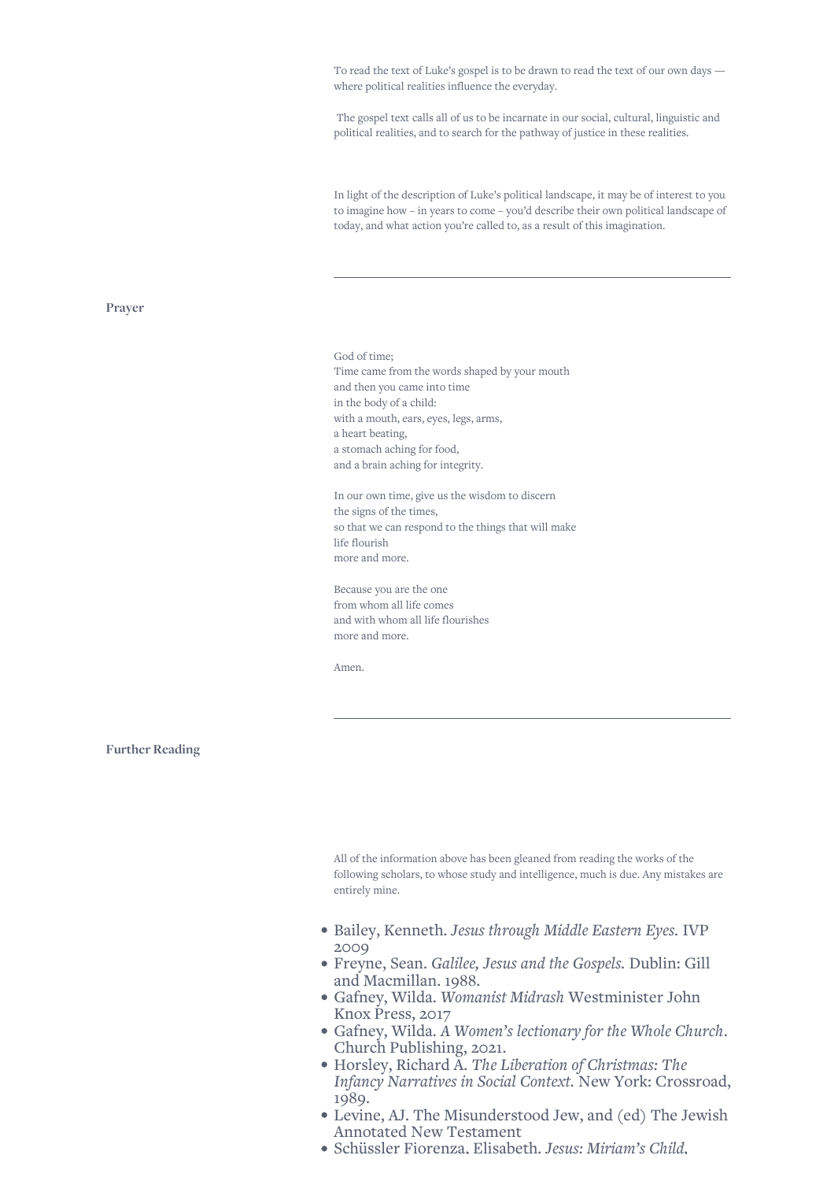To read the text of Luke's gospel is to be drawn to read the text of our own days — where political realities influence the everyday.

The gospel text calls all of us to be incarnate in our social, cultural, linguistic and political realities, and to search for the pathway of justice in these realities.

In light of the description of Luke's political landscape, it may be of interest to you to imagine how – in years to come – you'd describe their own political landscape of today, and what action you're called to, as a result of this imagination.

---

**Prayer**

God of time;
Time came from the words shaped by your mouth
and then you came into time
in the body of a child:
with a mouth, ears, eyes, legs, arms,
a heart beating,
a stomach aching for food,
and a brain aching for integrity.

In our own time, give us the wisdom to discern
the signs of the times,
so that we can respond to the things that will make
life flourish
more and more.

Because you are the one
from whom all life comes
and with whom all life flourishes
more and more.

Amen.

---

**Further Reading**

All of the information above has been gleaned from reading the works of the following scholars, to whose study and intelligence, much is due. Any mistakes are entirely mine.

- Bailey, Kenneth. *Jesus through Middle Eastern Eyes.* IVP 2009
- Freyne, Sean. *Galilee, Jesus and the Gospels.* Dublin: Gill and Macmillan. 1988.
- Gafney, Wilda. *Womanist Midrash* Westminister John Knox Press, 2017
- Gafney, Wilda. *A Women's lectionary for the Whole Church*. Church Publishing, 2021.
- Horsley, Richard A. *The Liberation of Christmas: The Infancy Narratives in Social Context.* New York: Crossroad, 1989.
- Levine, AJ. The Misunderstood Jew, and (ed) The Jewish Annotated New Testament
- Schüssler Fiorenza, Elisabeth. *Jesus: Miriam's Child,*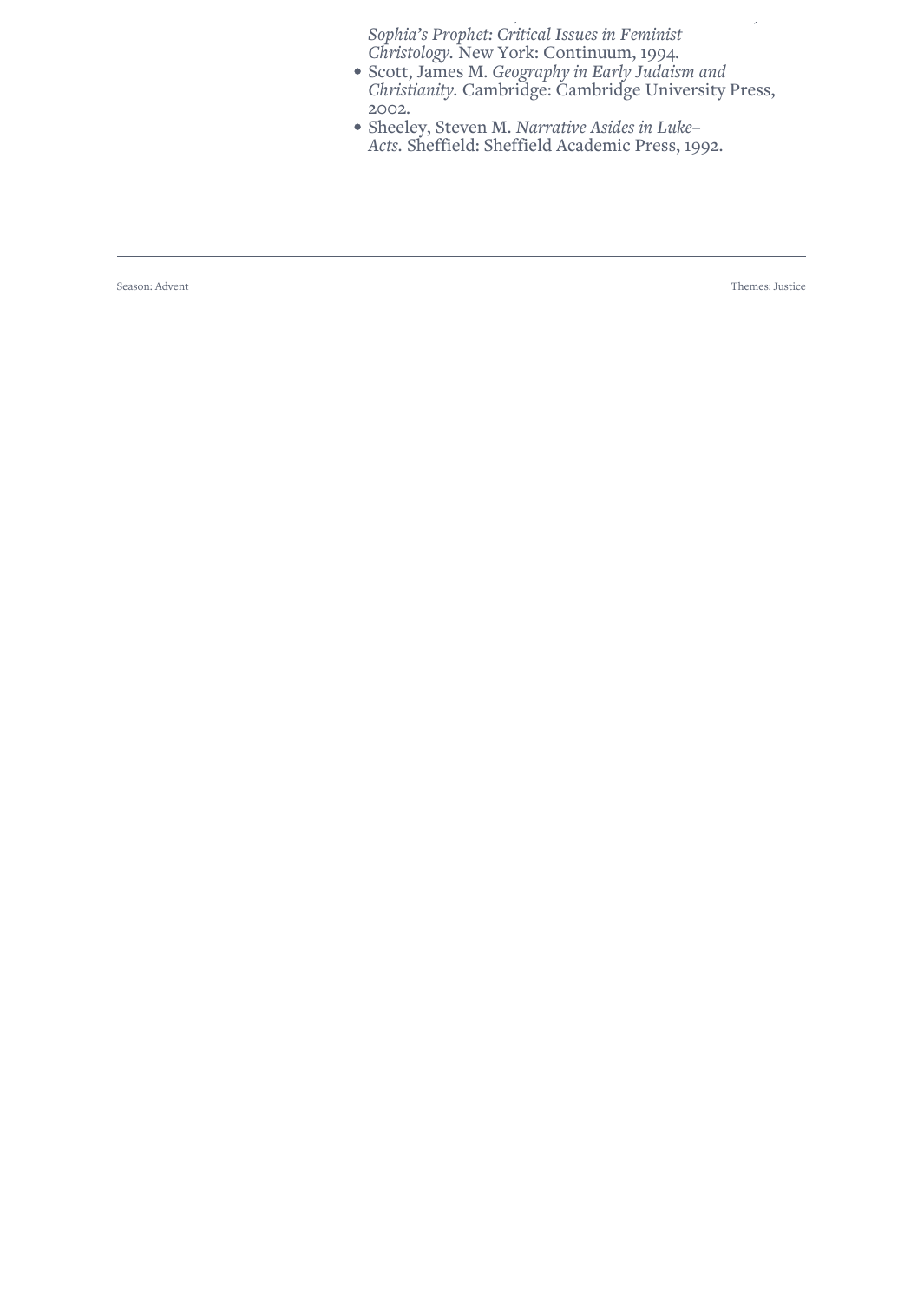*Sophia's Prophet: Critical Issues in Feminist Christology.* New York: Continuum, 1994.

- Scott, James M. *Geography in Early Judaism and Christianity.* Cambridge: Cambridge University Press, 2002.
- Sheeley, Steven M. *Narrative Asides in Luke–Acts.* Sheffield: Sheffield Academic Press, 1992.

---

Season: Advent

Themes: Justice